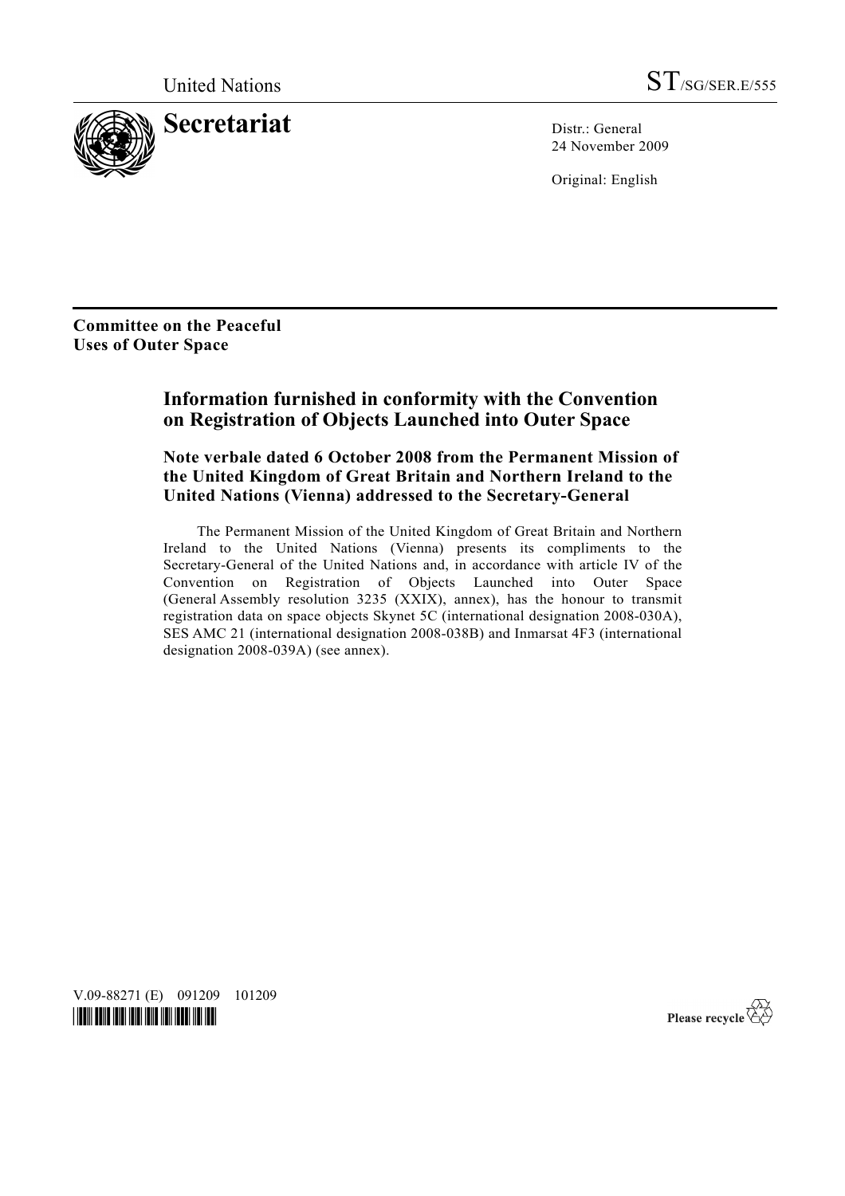United Nations ST/SG/SER.E/555

# Secretariat

Distr.: General
24 November 2009

Original: English

**Committee on the Peaceful Uses of Outer Space**

## Information furnished in conformity with the Convention on Registration of Objects Launched into Outer Space

### Note verbale dated 6 October 2008 from the Permanent Mission of the United Kingdom of Great Britain and Northern Ireland to the United Nations (Vienna) addressed to the Secretary-General

The Permanent Mission of the United Kingdom of Great Britain and Northern Ireland to the United Nations (Vienna) presents its compliments to the Secretary-General of the United Nations and, in accordance with article IV of the Convention on Registration of Objects Launched into Outer Space (General Assembly resolution 3235 (XXIX), annex), has the honour to transmit registration data on space objects Skynet 5C (international designation 2008-030A), SES AMC 21 (international designation 2008-038B) and Inmarsat 4F3 (international designation 2008-039A) (see annex).

V.09-88271 (E) 091209 101209

Please recycle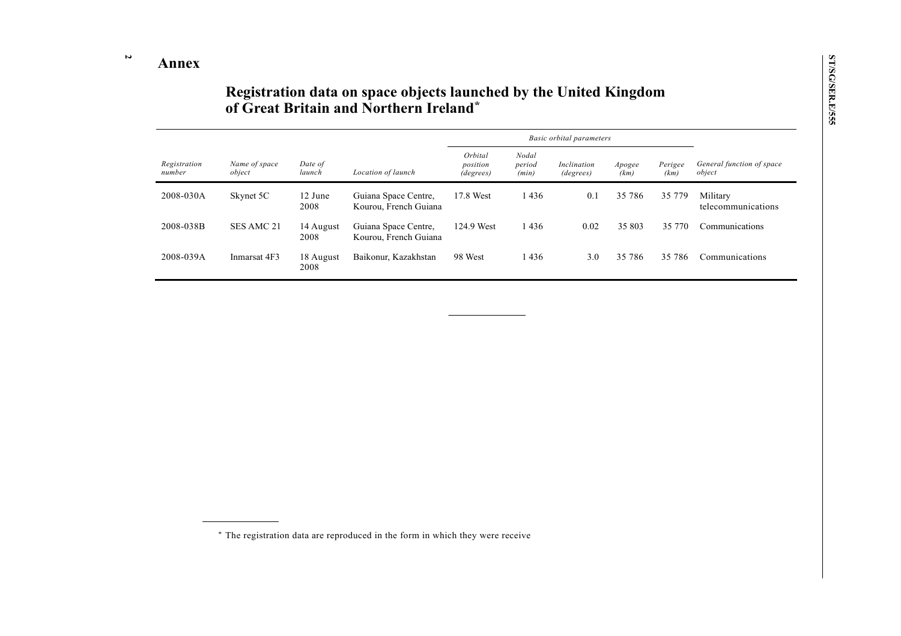# Annex

## Registration data on space objects launched by the United Kingdom of Great Britain and Northern Ireland*

| | | | | Basic orbital parameters | | | | | |
|---|---|---|---|---|---|---|---|---|---|
| *Registration number* | *Name of space object* | *Date of launch* | *Location of launch* | *Orbital position (degrees)* | *Nodal period (min)* | *Inclination (degrees)* | *Apogee (km)* | *Perigee (km)* | *General function of space object* |
| 2008-030A | Skynet 5C | 12 June 2008 | Guiana Space Centre, Kourou, French Guiana | 17.8 West | 1 436 | 0.1 | 35 786 | 35 779 | Military telecommunications |
| 2008-038B | SES AMC 21 | 14 August 2008 | Guiana Space Centre, Kourou, French Guiana | 124.9 West | 1 436 | 0.02 | 35 803 | 35 770 | Communications |
| 2008-039A | Inmarsat 4F3 | 18 August 2008 | Baikonur, Kazakhstan | 98 West | 1 436 | 3.0 | 35 786 | 35 786 | Communications |

* The registration data are reproduced in the form in which they were receive